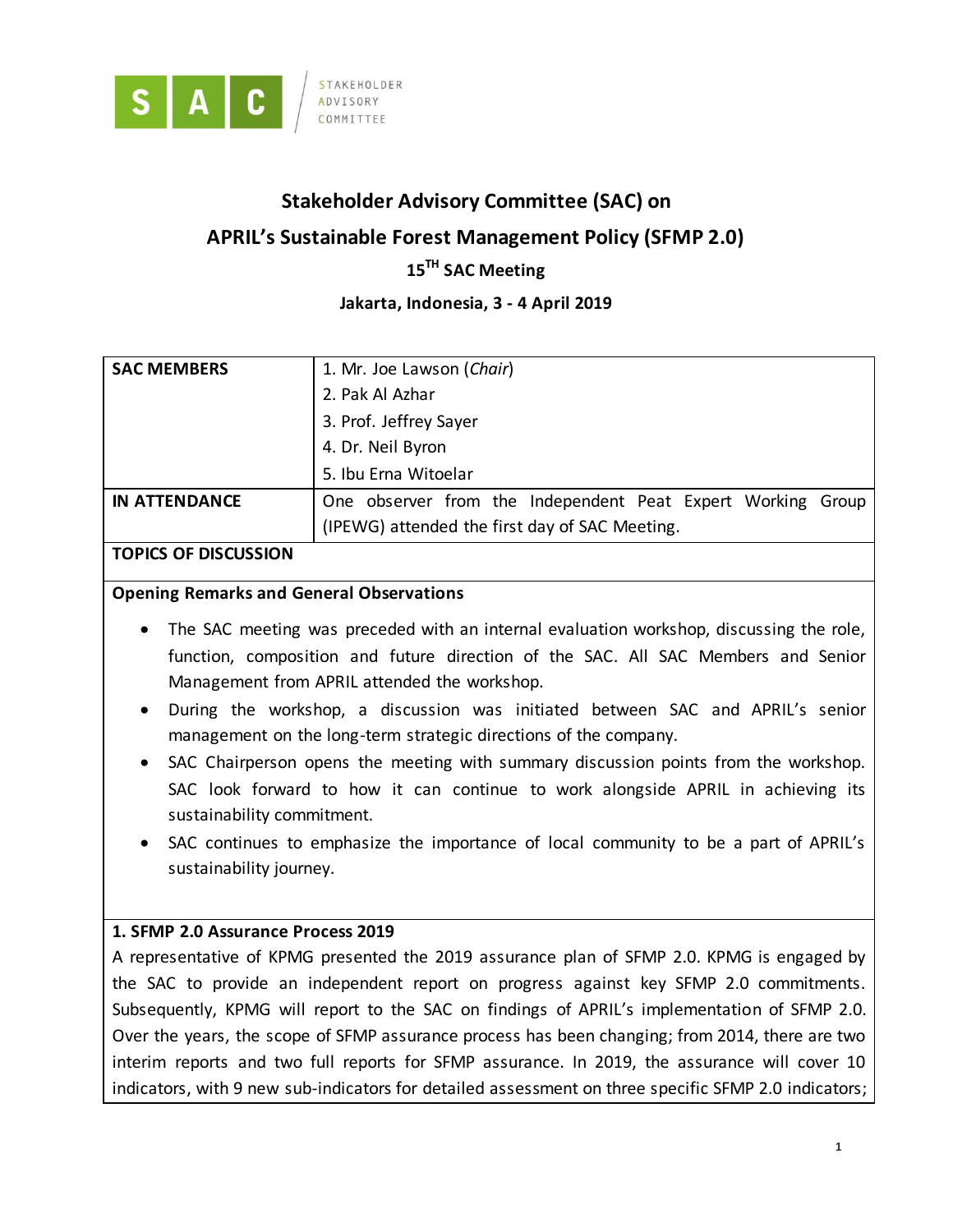STAKEHOLDER ADVISORY COMMITTEE

# Stakeholder Advisory Committee (SAC) on

# APRIL's Sustainable Forest Management Policy (SFMP 2.0)

## 15TH SAC Meeting

### Jakarta, Indonesia, 3 - 4 April 2019

| SAC MEMBERS | 1. Mr. Joe Lawson (*Chair*)<br>2. Pak Al Azhar<br>3. Prof. Jeffrey Sayer<br>4. Dr. Neil Byron<br>5. Ibu Erna Witoelar |
|---|---|
| IN ATTENDANCE | One observer from the Independent Peat Expert Working Group (IPEWG) attended the first day of SAC Meeting. |

**TOPICS OF DISCUSSION**

**Opening Remarks and General Observations**

- The SAC meeting was preceded with an internal evaluation workshop, discussing the role, function, composition and future direction of the SAC. All SAC Members and Senior Management from APRIL attended the workshop.
- During the workshop, a discussion was initiated between SAC and APRIL's senior management on the long-term strategic directions of the company.
- SAC Chairperson opens the meeting with summary discussion points from the workshop. SAC look forward to how it can continue to work alongside APRIL in achieving its sustainability commitment.
- SAC continues to emphasize the importance of local community to be a part of APRIL's sustainability journey.

**1. SFMP 2.0 Assurance Process 2019**

A representative of KPMG presented the 2019 assurance plan of SFMP 2.0. KPMG is engaged by the SAC to provide an independent report on progress against key SFMP 2.0 commitments. Subsequently, KPMG will report to the SAC on findings of APRIL's implementation of SFMP 2.0. Over the years, the scope of SFMP assurance process has been changing; from 2014, there are two interim reports and two full reports for SFMP assurance. In 2019, the assurance will cover 10 indicators, with 9 new sub-indicators for detailed assessment on three specific SFMP 2.0 indicators;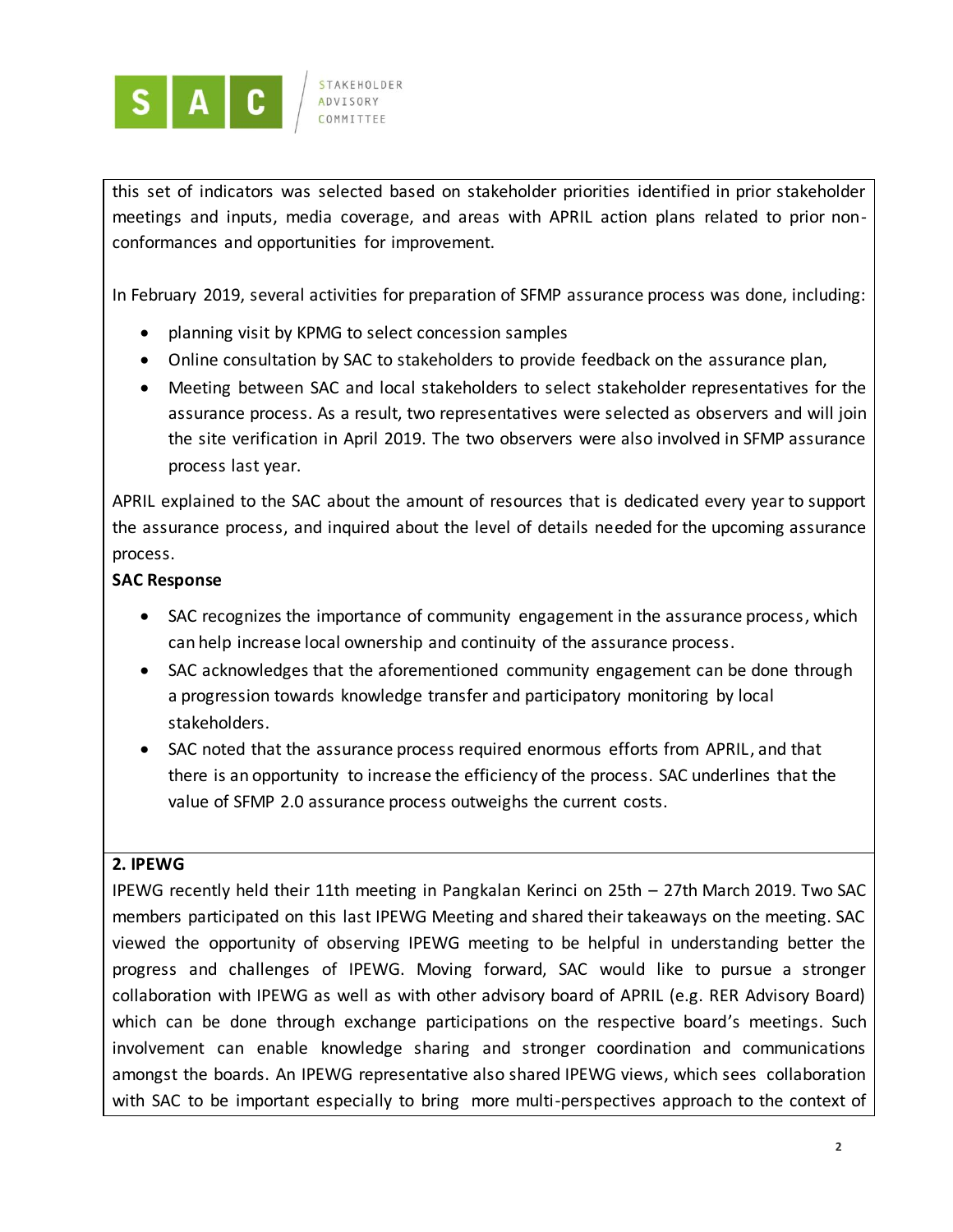this set of indicators was selected based on stakeholder priorities identified in prior stakeholder meetings and inputs, media coverage, and areas with APRIL action plans related to prior non-conformances and opportunities for improvement.

In February 2019, several activities for preparation of SFMP assurance process was done, including:

- planning visit by KPMG to select concession samples
- Online consultation by SAC to stakeholders to provide feedback on the assurance plan,
- Meeting between SAC and local stakeholders to select stakeholder representatives for the assurance process. As a result, two representatives were selected as observers and will join the site verification in April 2019. The two observers were also involved in SFMP assurance process last year.

APRIL explained to the SAC about the amount of resources that is dedicated every year to support the assurance process, and inquired about the level of details needed for the upcoming assurance process.

**SAC Response**

- SAC recognizes the importance of community engagement in the assurance process, which can help increase local ownership and continuity of the assurance process.
- SAC acknowledges that the aforementioned community engagement can be done through a progression towards knowledge transfer and participatory monitoring by local stakeholders.
- SAC noted that the assurance process required enormous efforts from APRIL, and that there is an opportunity to increase the efficiency of the process. SAC underlines that the value of SFMP 2.0 assurance process outweighs the current costs.

**2. IPEWG**

IPEWG recently held their 11th meeting in Pangkalan Kerinci on 25th – 27th March 2019. Two SAC members participated on this last IPEWG Meeting and shared their takeaways on the meeting. SAC viewed the opportunity of observing IPEWG meeting to be helpful in understanding better the progress and challenges of IPEWG. Moving forward, SAC would like to pursue a stronger collaboration with IPEWG as well as with other advisory board of APRIL (e.g. RER Advisory Board) which can be done through exchange participations on the respective board's meetings. Such involvement can enable knowledge sharing and stronger coordination and communications amongst the boards. An IPEWG representative also shared IPEWG views, which sees collaboration with SAC to be important especially to bring more multi-perspectives approach to the context of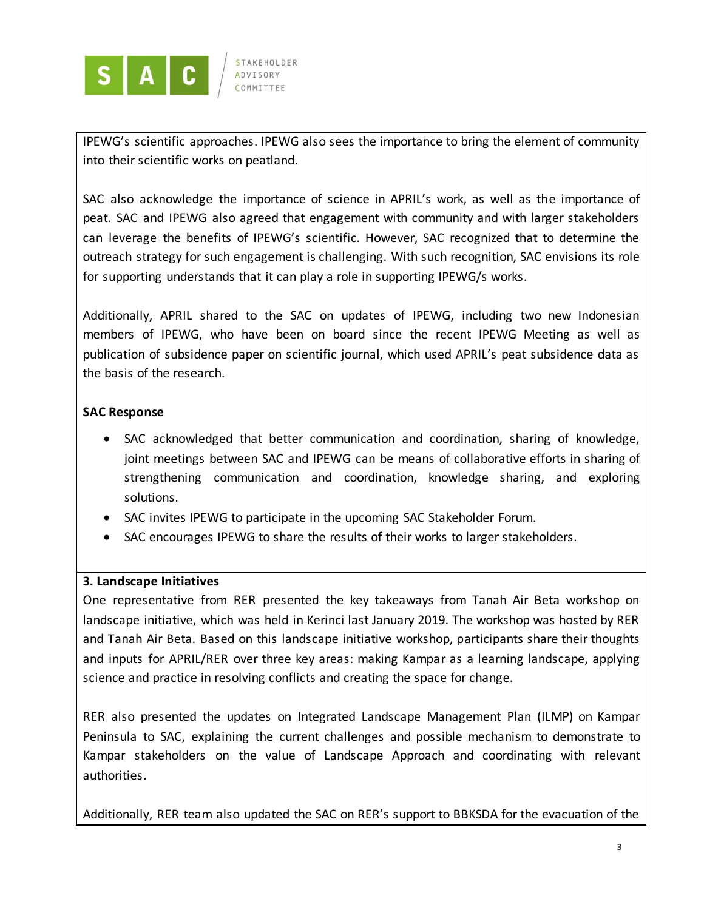IPEWG's scientific approaches. IPEWG also sees the importance to bring the element of community into their scientific works on peatland.

SAC also acknowledge the importance of science in APRIL's work, as well as the importance of peat. SAC and IPEWG also agreed that engagement with community and with larger stakeholders can leverage the benefits of IPEWG's scientific. However, SAC recognized that to determine the outreach strategy for such engagement is challenging. With such recognition, SAC envisions its role for supporting understands that it can play a role in supporting IPEWG/s works.

Additionally, APRIL shared to the SAC on updates of IPEWG, including two new Indonesian members of IPEWG, who have been on board since the recent IPEWG Meeting as well as publication of subsidence paper on scientific journal, which used APRIL's peat subsidence data as the basis of the research.

**SAC Response**

- SAC acknowledged that better communication and coordination, sharing of knowledge, joint meetings between SAC and IPEWG can be means of collaborative efforts in sharing of strengthening communication and coordination, knowledge sharing, and exploring solutions.
- SAC invites IPEWG to participate in the upcoming SAC Stakeholder Forum.
- SAC encourages IPEWG to share the results of their works to larger stakeholders.

**3. Landscape Initiatives**

One representative from RER presented the key takeaways from Tanah Air Beta workshop on landscape initiative, which was held in Kerinci last January 2019. The workshop was hosted by RER and Tanah Air Beta. Based on this landscape initiative workshop, participants share their thoughts and inputs for APRIL/RER over three key areas: making Kampar as a learning landscape, applying science and practice in resolving conflicts and creating the space for change.

RER also presented the updates on Integrated Landscape Management Plan (ILMP) on Kampar Peninsula to SAC, explaining the current challenges and possible mechanism to demonstrate to Kampar stakeholders on the value of Landscape Approach and coordinating with relevant authorities.

Additionally, RER team also updated the SAC on RER's support to BBKSDA for the evacuation of the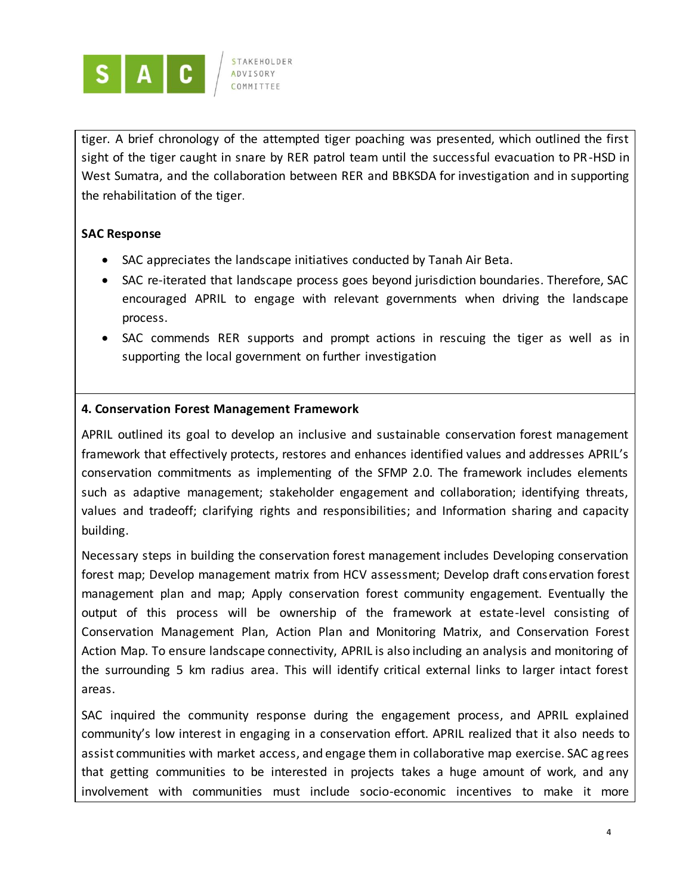tiger. A brief chronology of the attempted tiger poaching was presented, which outlined the first sight of the tiger caught in snare by RER patrol team until the successful evacuation to PR-HSD in West Sumatra, and the collaboration between RER and BBKSDA for investigation and in supporting the rehabilitation of the tiger.

**SAC Response**

- SAC appreciates the landscape initiatives conducted by Tanah Air Beta.
- SAC re-iterated that landscape process goes beyond jurisdiction boundaries. Therefore, SAC encouraged APRIL to engage with relevant governments when driving the landscape process.
- SAC commends RER supports and prompt actions in rescuing the tiger as well as in supporting the local government on further investigation

**4. Conservation Forest Management Framework**

APRIL outlined its goal to develop an inclusive and sustainable conservation forest management framework that effectively protects, restores and enhances identified values and addresses APRIL's conservation commitments as implementing of the SFMP 2.0. The framework includes elements such as adaptive management; stakeholder engagement and collaboration; identifying threats, values and tradeoff; clarifying rights and responsibilities; and Information sharing and capacity building.

Necessary steps in building the conservation forest management includes Developing conservation forest map; Develop management matrix from HCV assessment; Develop draft conservation forest management plan and map; Apply conservation forest community engagement. Eventually the output of this process will be ownership of the framework at estate-level consisting of Conservation Management Plan, Action Plan and Monitoring Matrix, and Conservation Forest Action Map. To ensure landscape connectivity, APRIL is also including an analysis and monitoring of the surrounding 5 km radius area. This will identify critical external links to larger intact forest areas.

SAC inquired the community response during the engagement process, and APRIL explained community's low interest in engaging in a conservation effort. APRIL realized that it also needs to assist communities with market access, and engage them in collaborative map exercise. SAC agrees that getting communities to be interested in projects takes a huge amount of work, and any involvement with communities must include socio-economic incentives to make it more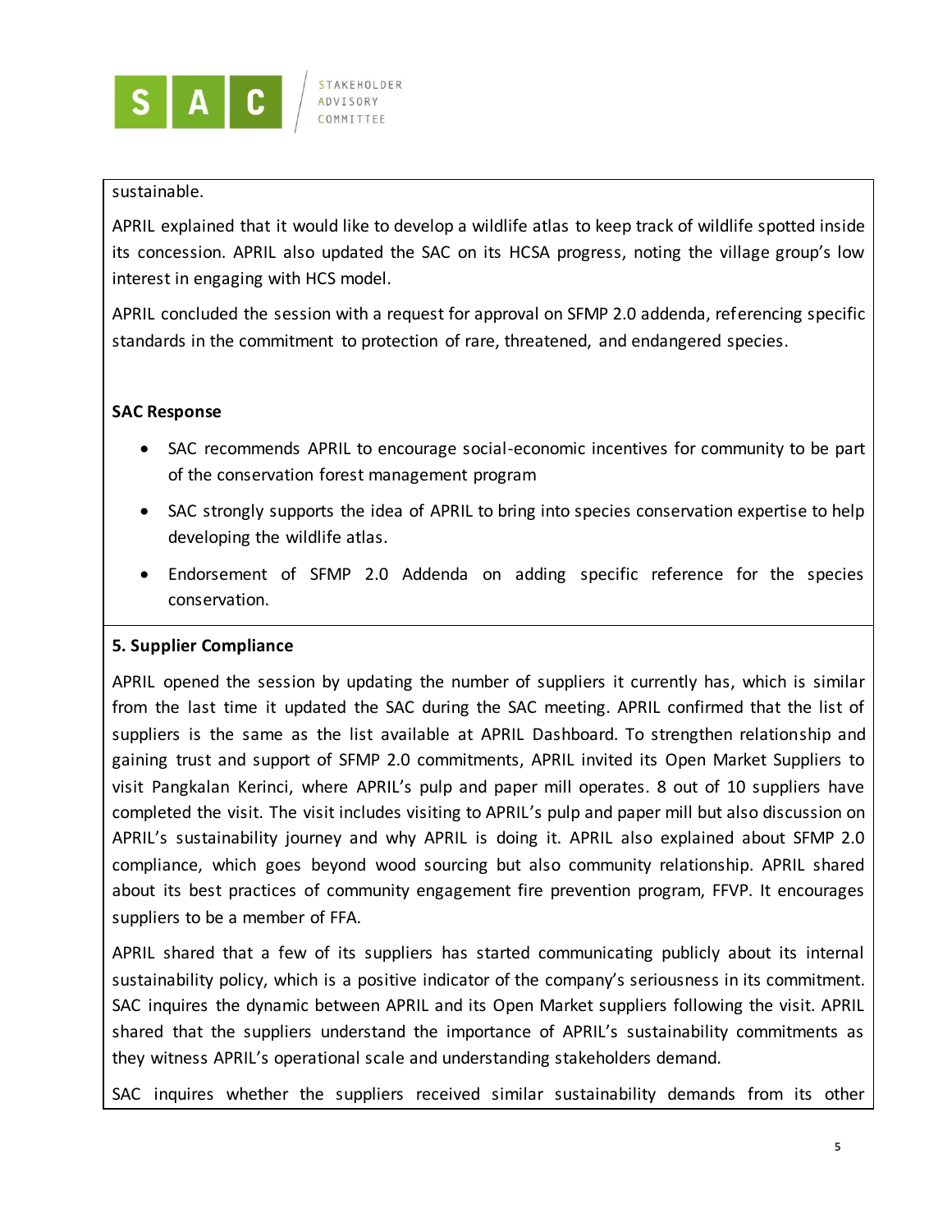sustainable.

APRIL explained that it would like to develop a wildlife atlas to keep track of wildlife spotted inside its concession. APRIL also updated the SAC on its HCSA progress, noting the village group's low interest in engaging with HCS model.

APRIL concluded the session with a request for approval on SFMP 2.0 addenda, referencing specific standards in the commitment to protection of rare, threatened, and endangered species.

**SAC Response**

- SAC recommends APRIL to encourage social-economic incentives for community to be part of the conservation forest management program
- SAC strongly supports the idea of APRIL to bring into species conservation expertise to help developing the wildlife atlas.
- Endorsement of SFMP 2.0 Addenda on adding specific reference for the species conservation.

**5. Supplier Compliance**

APRIL opened the session by updating the number of suppliers it currently has, which is similar from the last time it updated the SAC during the SAC meeting. APRIL confirmed that the list of suppliers is the same as the list available at APRIL Dashboard. To strengthen relationship and gaining trust and support of SFMP 2.0 commitments, APRIL invited its Open Market Suppliers to visit Pangkalan Kerinci, where APRIL's pulp and paper mill operates. 8 out of 10 suppliers have completed the visit. The visit includes visiting to APRIL's pulp and paper mill but also discussion on APRIL's sustainability journey and why APRIL is doing it. APRIL also explained about SFMP 2.0 compliance, which goes beyond wood sourcing but also community relationship. APRIL shared about its best practices of community engagement fire prevention program, FFVP. It encourages suppliers to be a member of FFA.

APRIL shared that a few of its suppliers has started communicating publicly about its internal sustainability policy, which is a positive indicator of the company's seriousness in its commitment. SAC inquires the dynamic between APRIL and its Open Market suppliers following the visit. APRIL shared that the suppliers understand the importance of APRIL's sustainability commitments as they witness APRIL's operational scale and understanding stakeholders demand.

SAC inquires whether the suppliers received similar sustainability demands from its other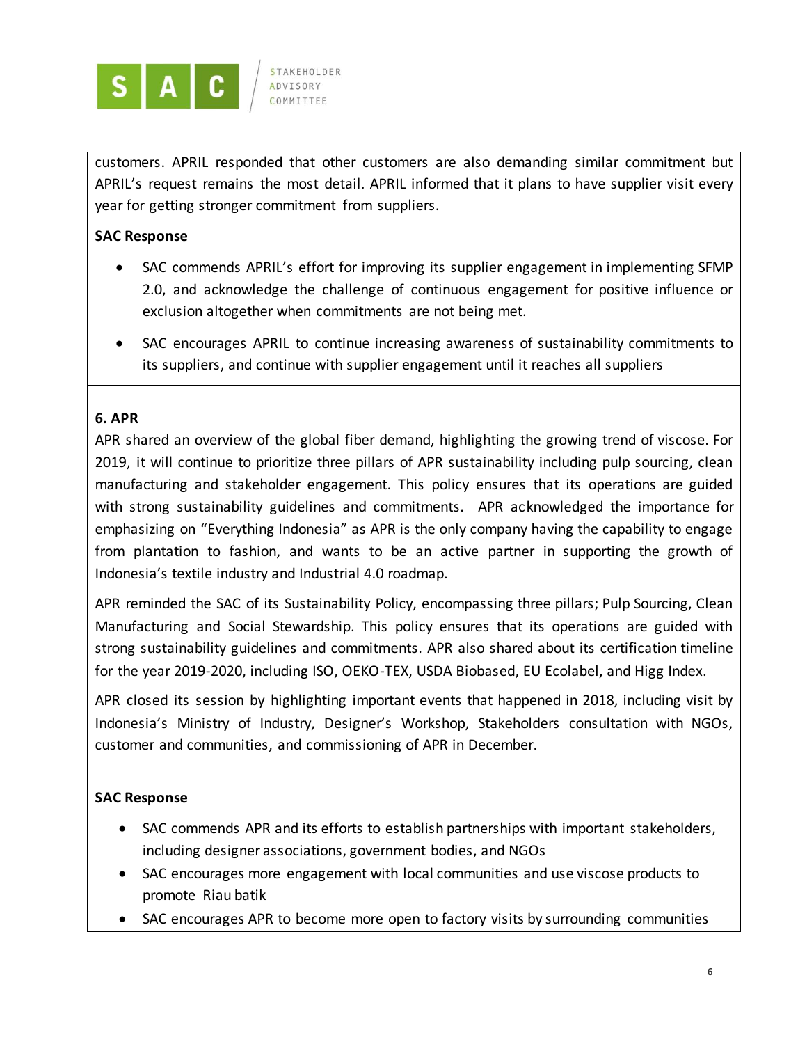customers. APRIL responded that other customers are also demanding similar commitment but APRIL's request remains the most detail. APRIL informed that it plans to have supplier visit every year for getting stronger commitment from suppliers.

**SAC Response**

- SAC commends APRIL's effort for improving its supplier engagement in implementing SFMP 2.0, and acknowledge the challenge of continuous engagement for positive influence or exclusion altogether when commitments are not being met.
- SAC encourages APRIL to continue increasing awareness of sustainability commitments to its suppliers, and continue with supplier engagement until it reaches all suppliers

**6. APR**

APR shared an overview of the global fiber demand, highlighting the growing trend of viscose. For 2019, it will continue to prioritize three pillars of APR sustainability including pulp sourcing, clean manufacturing and stakeholder engagement. This policy ensures that its operations are guided with strong sustainability guidelines and commitments. APR acknowledged the importance for emphasizing on "Everything Indonesia" as APR is the only company having the capability to engage from plantation to fashion, and wants to be an active partner in supporting the growth of Indonesia's textile industry and Industrial 4.0 roadmap.

APR reminded the SAC of its Sustainability Policy, encompassing three pillars; Pulp Sourcing, Clean Manufacturing and Social Stewardship. This policy ensures that its operations are guided with strong sustainability guidelines and commitments. APR also shared about its certification timeline for the year 2019-2020, including ISO, OEKO-TEX, USDA Biobased, EU Ecolabel, and Higg Index.

APR closed its session by highlighting important events that happened in 2018, including visit by Indonesia's Ministry of Industry, Designer's Workshop, Stakeholders consultation with NGOs, customer and communities, and commissioning of APR in December.

**SAC Response**

- SAC commends APR and its efforts to establish partnerships with important stakeholders, including designer associations, government bodies, and NGOs
- SAC encourages more engagement with local communities and use viscose products to promote Riau batik
- SAC encourages APR to become more open to factory visits by surrounding communities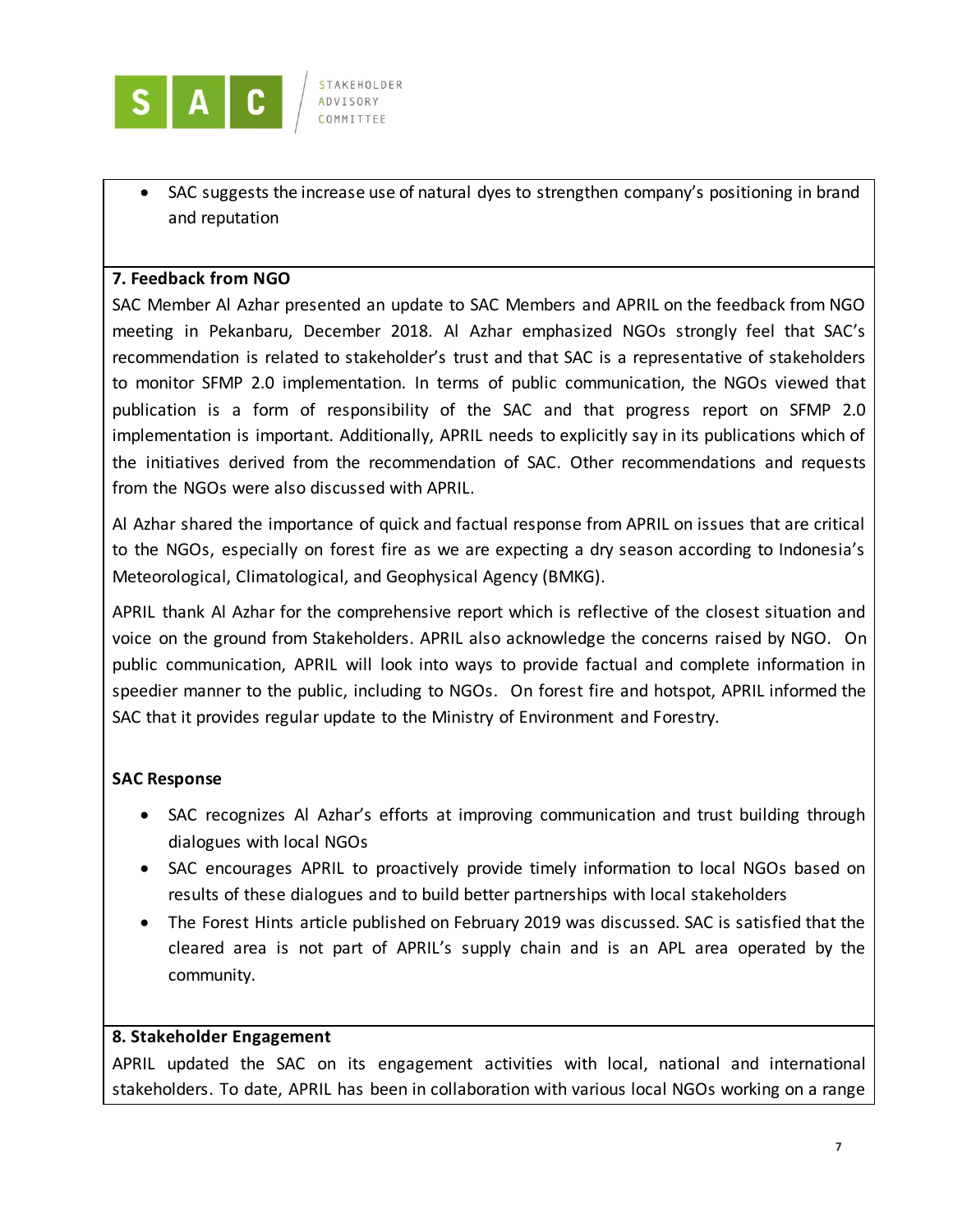- SAC suggests the increase use of natural dyes to strengthen company's positioning in brand and reputation

**7. Feedback from NGO**

SAC Member Al Azhar presented an update to SAC Members and APRIL on the feedback from NGO meeting in Pekanbaru, December 2018. Al Azhar emphasized NGOs strongly feel that SAC's recommendation is related to stakeholder's trust and that SAC is a representative of stakeholders to monitor SFMP 2.0 implementation. In terms of public communication, the NGOs viewed that publication is a form of responsibility of the SAC and that progress report on SFMP 2.0 implementation is important. Additionally, APRIL needs to explicitly say in its publications which of the initiatives derived from the recommendation of SAC. Other recommendations and requests from the NGOs were also discussed with APRIL.

Al Azhar shared the importance of quick and factual response from APRIL on issues that are critical to the NGOs, especially on forest fire as we are expecting a dry season according to Indonesia's Meteorological, Climatological, and Geophysical Agency (BMKG).

APRIL thank Al Azhar for the comprehensive report which is reflective of the closest situation and voice on the ground from Stakeholders. APRIL also acknowledge the concerns raised by NGO. On public communication, APRIL will look into ways to provide factual and complete information in speedier manner to the public, including to NGOs. On forest fire and hotspot, APRIL informed the SAC that it provides regular update to the Ministry of Environment and Forestry.

**SAC Response**

- SAC recognizes Al Azhar's efforts at improving communication and trust building through dialogues with local NGOs
- SAC encourages APRIL to proactively provide timely information to local NGOs based on results of these dialogues and to build better partnerships with local stakeholders
- The Forest Hints article published on February 2019 was discussed. SAC is satisfied that the cleared area is not part of APRIL's supply chain and is an APL area operated by the community.

**8. Stakeholder Engagement**

APRIL updated the SAC on its engagement activities with local, national and international stakeholders. To date, APRIL has been in collaboration with various local NGOs working on a range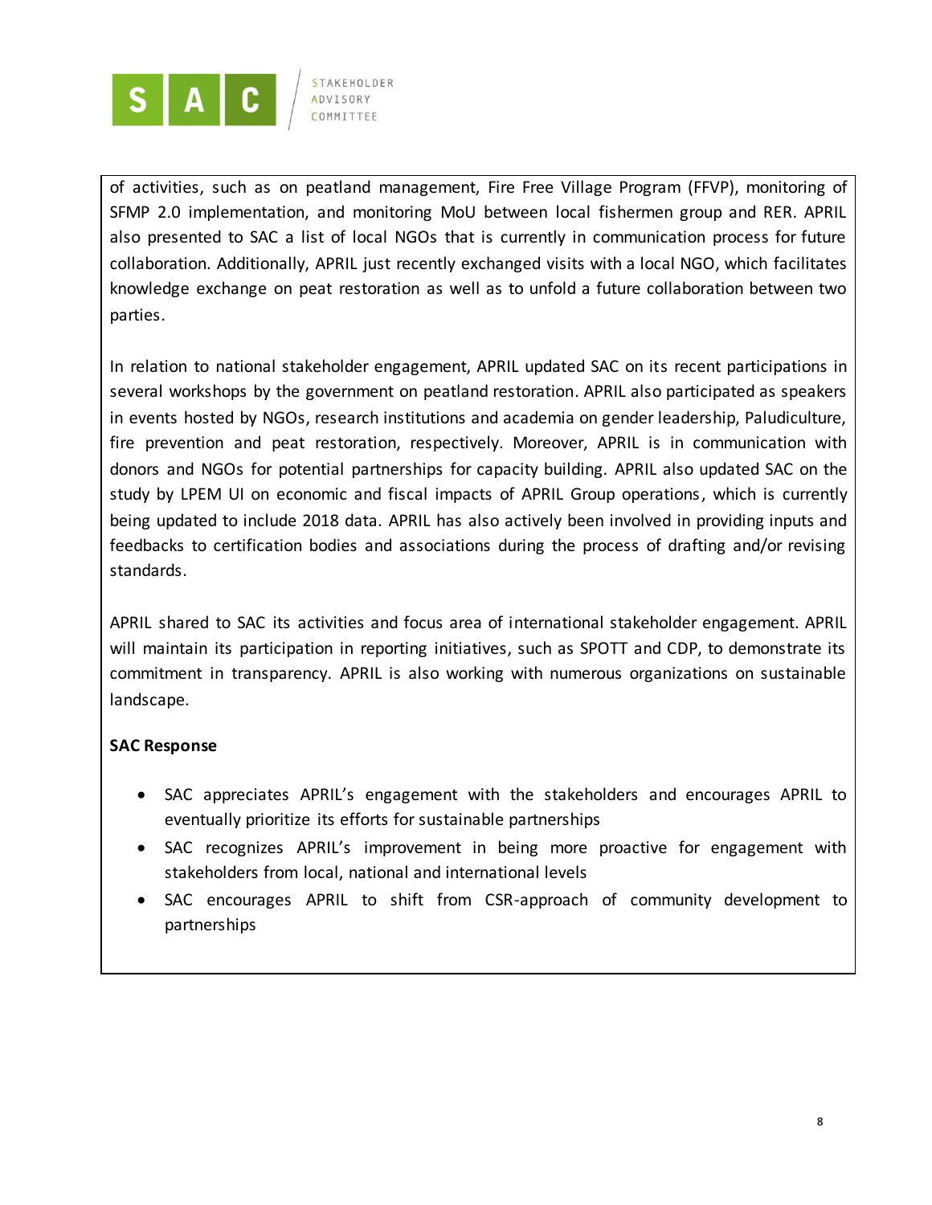of activities, such as on peatland management, Fire Free Village Program (FFVP), monitoring of SFMP 2.0 implementation, and monitoring MoU between local fishermen group and RER. APRIL also presented to SAC a list of local NGOs that is currently in communication process for future collaboration. Additionally, APRIL just recently exchanged visits with a local NGO, which facilitates knowledge exchange on peat restoration as well as to unfold a future collaboration between two parties.

In relation to national stakeholder engagement, APRIL updated SAC on its recent participations in several workshops by the government on peatland restoration. APRIL also participated as speakers in events hosted by NGOs, research institutions and academia on gender leadership, Paludiculture, fire prevention and peat restoration, respectively. Moreover, APRIL is in communication with donors and NGOs for potential partnerships for capacity building. APRIL also updated SAC on the study by LPEM UI on economic and fiscal impacts of APRIL Group operations, which is currently being updated to include 2018 data. APRIL has also actively been involved in providing inputs and feedbacks to certification bodies and associations during the process of drafting and/or revising standards.

APRIL shared to SAC its activities and focus area of international stakeholder engagement. APRIL will maintain its participation in reporting initiatives, such as SPOTT and CDP, to demonstrate its commitment in transparency. APRIL is also working with numerous organizations on sustainable landscape.

**SAC Response**

- SAC appreciates APRIL's engagement with the stakeholders and encourages APRIL to eventually prioritize its efforts for sustainable partnerships
- SAC recognizes APRIL's improvement in being more proactive for engagement with stakeholders from local, national and international levels
- SAC encourages APRIL to shift from CSR-approach of community development to partnerships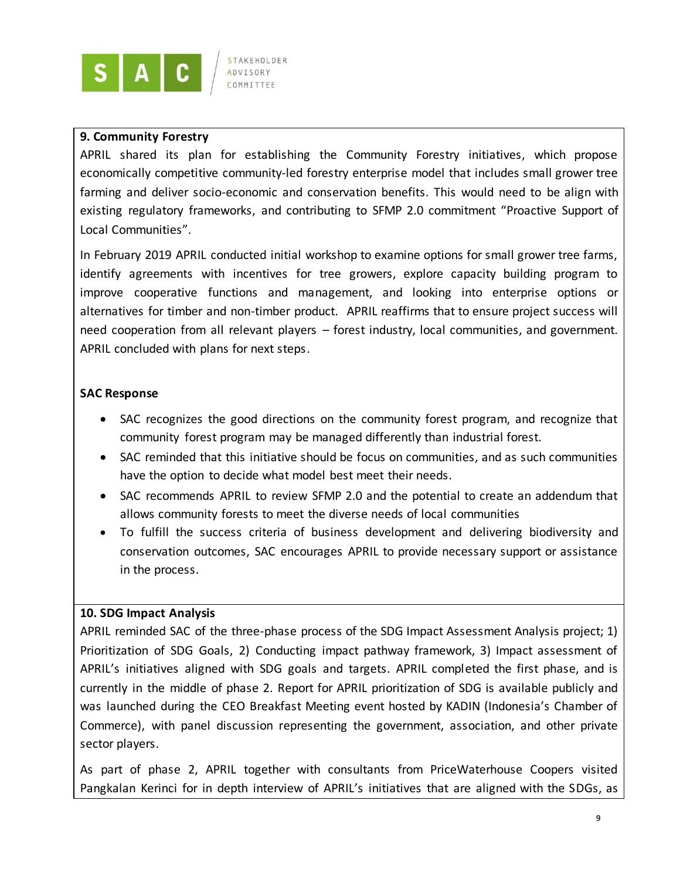**9. Community Forestry**

APRIL shared its plan for establishing the Community Forestry initiatives, which propose economically competitive community-led forestry enterprise model that includes small grower tree farming and deliver socio-economic and conservation benefits. This would need to be align with existing regulatory frameworks, and contributing to SFMP 2.0 commitment "Proactive Support of Local Communities".

In February 2019 APRIL conducted initial workshop to examine options for small grower tree farms, identify agreements with incentives for tree growers, explore capacity building program to improve cooperative functions and management, and looking into enterprise options or alternatives for timber and non-timber product. APRIL reaffirms that to ensure project success will need cooperation from all relevant players – forest industry, local communities, and government. APRIL concluded with plans for next steps.

**SAC Response**

- SAC recognizes the good directions on the community forest program, and recognize that community forest program may be managed differently than industrial forest.
- SAC reminded that this initiative should be focus on communities, and as such communities have the option to decide what model best meet their needs.
- SAC recommends APRIL to review SFMP 2.0 and the potential to create an addendum that allows community forests to meet the diverse needs of local communities
- To fulfill the success criteria of business development and delivering biodiversity and conservation outcomes, SAC encourages APRIL to provide necessary support or assistance in the process.

**10. SDG Impact Analysis**

APRIL reminded SAC of the three-phase process of the SDG Impact Assessment Analysis project; 1) Prioritization of SDG Goals, 2) Conducting impact pathway framework, 3) Impact assessment of APRIL's initiatives aligned with SDG goals and targets. APRIL completed the first phase, and is currently in the middle of phase 2. Report for APRIL prioritization of SDG is available publicly and was launched during the CEO Breakfast Meeting event hosted by KADIN (Indonesia's Chamber of Commerce), with panel discussion representing the government, association, and other private sector players.

As part of phase 2, APRIL together with consultants from PriceWaterhouse Coopers visited Pangkalan Kerinci for in depth interview of APRIL's initiatives that are aligned with the SDGs, as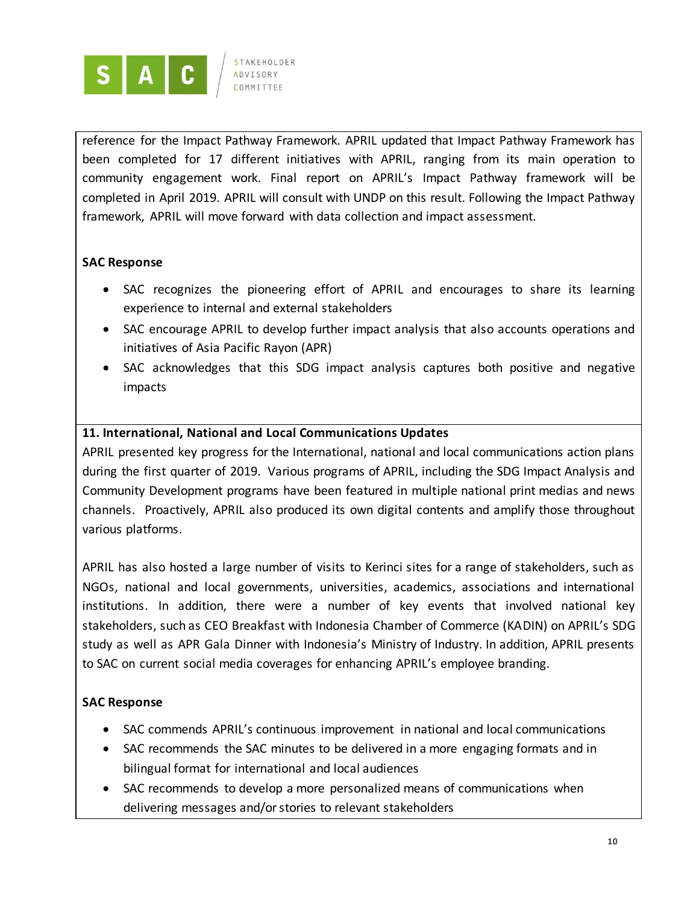reference for the Impact Pathway Framework. APRIL updated that Impact Pathway Framework has been completed for 17 different initiatives with APRIL, ranging from its main operation to community engagement work. Final report on APRIL's Impact Pathway framework will be completed in April 2019. APRIL will consult with UNDP on this result. Following the Impact Pathway framework, APRIL will move forward with data collection and impact assessment.

**SAC Response**

- SAC recognizes the pioneering effort of APRIL and encourages to share its learning experience to internal and external stakeholders
- SAC encourage APRIL to develop further impact analysis that also accounts operations and initiatives of Asia Pacific Rayon (APR)
- SAC acknowledges that this SDG impact analysis captures both positive and negative impacts

**11. International, National and Local Communications Updates**

APRIL presented key progress for the International, national and local communications action plans during the first quarter of 2019. Various programs of APRIL, including the SDG Impact Analysis and Community Development programs have been featured in multiple national print medias and news channels. Proactively, APRIL also produced its own digital contents and amplify those throughout various platforms.

APRIL has also hosted a large number of visits to Kerinci sites for a range of stakeholders, such as NGOs, national and local governments, universities, academics, associations and international institutions. In addition, there were a number of key events that involved national key stakeholders, such as CEO Breakfast with Indonesia Chamber of Commerce (KADIN) on APRIL's SDG study as well as APR Gala Dinner with Indonesia's Ministry of Industry. In addition, APRIL presents to SAC on current social media coverages for enhancing APRIL's employee branding.

**SAC Response**

- SAC commends APRIL's continuous improvement in national and local communications
- SAC recommends the SAC minutes to be delivered in a more engaging formats and in bilingual format for international and local audiences
- SAC recommends to develop a more personalized means of communications when delivering messages and/or stories to relevant stakeholders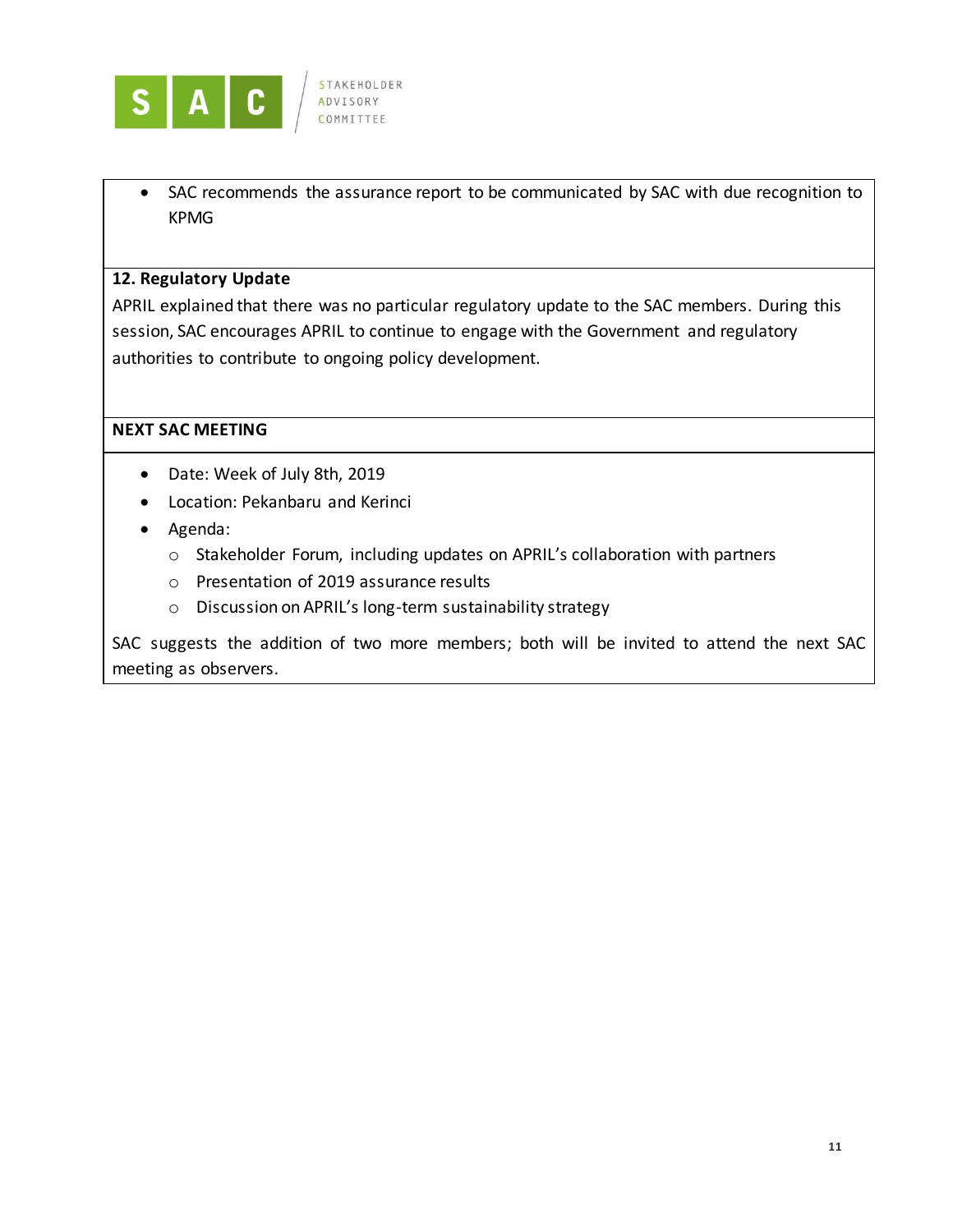- SAC recommends the assurance report to be communicated by SAC with due recognition to KPMG

**12. Regulatory Update**

APRIL explained that there was no particular regulatory update to the SAC members. During this session, SAC encourages APRIL to continue to engage with the Government and regulatory authorities to contribute to ongoing policy development.

**NEXT SAC MEETING**

- Date: Week of July 8th, 2019
- Location: Pekanbaru and Kerinci
- Agenda:
  - Stakeholder Forum, including updates on APRIL's collaboration with partners
  - Presentation of 2019 assurance results
  - Discussion on APRIL's long-term sustainability strategy

SAC suggests the addition of two more members; both will be invited to attend the next SAC meeting as observers.